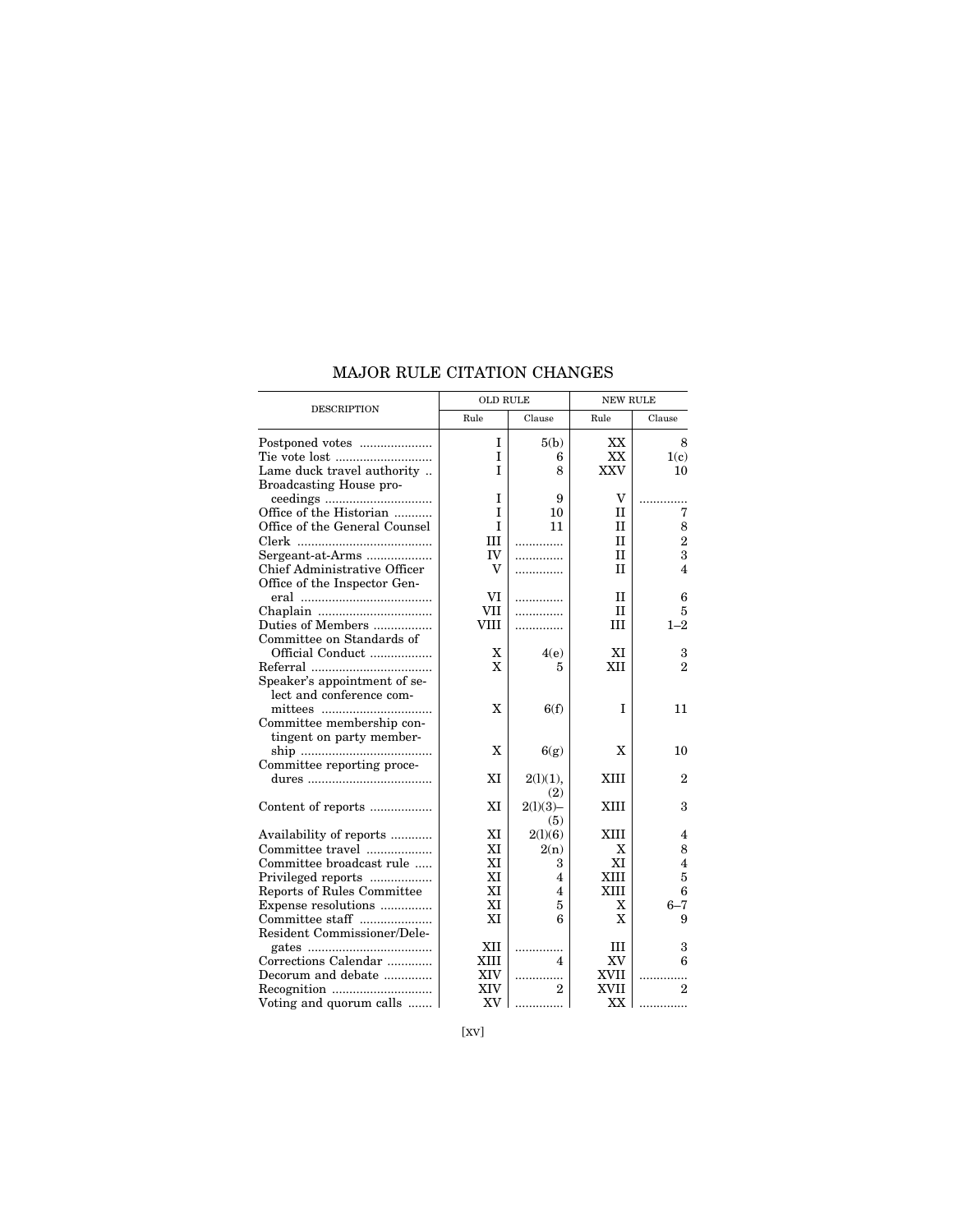# MAJOR RULE CITATION CHANGES

| DESCRIPTION | OLD RULE | | NEW RULE | |
|---|---|---|---|---|
| | Rule | Clause | Rule | Clause |
| Postponed votes | I | 5(b) | XX | 8 |
| Tie vote lost | I | 6 | XX | 1(c) |
| Lame duck travel authority | I | 8 | XXV | 10 |
| Broadcasting House proceedings | I | 9 | V | ............. |
| Office of the Historian | I | 10 | II | 7 |
| Office of the General Counsel | I | 11 | II | 8 |
| Clerk | III | ............. | II | 2 |
| Sergeant-at-Arms | IV | ............. | II | 3 |
| Chief Administrative Officer | V | ............. | II | 4 |
| Office of the Inspector General | VI | ............. | II | 6 |
| Chaplain | VII | ............. | II | 5 |
| Duties of Members | VIII | ............. | III | 1–2 |
| Committee on Standards of Official Conduct | X | 4(e) | XI | 3 |
| Referral | X | 5 | XII | 2 |
| Speaker's appointment of select and conference committees | X | 6(f) | I | 11 |
| Committee membership contingent on party membership | X | 6(g) | X | 10 |
| Committee reporting procedures | XI | 2(l)(1), (2) | XIII | 2 |
| Content of reports | XI | 2(l)(3)–(5) | XIII | 3 |
| Availability of reports | XI | 2(l)(6) | XIII | 4 |
| Committee travel | XI | 2(n) | X | 8 |
| Committee broadcast rule | XI | 3 | XI | 4 |
| Privileged reports | XI | 4 | XIII | 5 |
| Reports of Rules Committee | XI | 4 | XIII | 6 |
| Expense resolutions | XI | 5 | X | 6–7 |
| Committee staff | XI | 6 | X | 9 |
| Resident Commissioner/Delegates | XII | ............. | III | 3 |
| Corrections Calendar | XIII | 4 | XV | 6 |
| Decorum and debate | XIV | ............. | XVII | ............. |
| Recognition | XIV | 2 | XVII | 2 |
| Voting and quorum calls | XV | ............. | XX | ............. |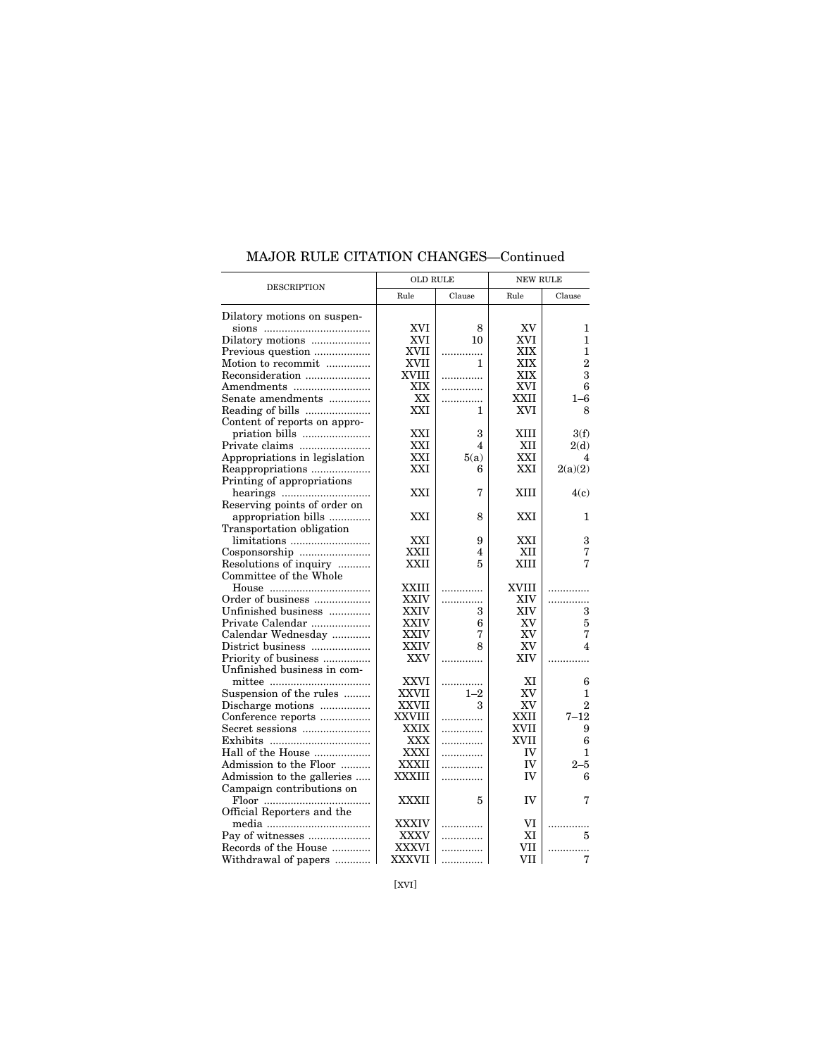## MAJOR RULE CITATION CHANGES—Continued

| DESCRIPTION | OLD RULE | | NEW RULE | |
|---|---|---|---|---|
| | Rule | Clause | Rule | Clause |
| Dilatory motions on suspensions | XVI | 8 | XV | 1 |
| Dilatory motions | XVI | 10 | XVI | 1 |
| Previous question | XVII | ............ | XIX | 1 |
| Motion to recommit | XVII | 1 | XIX | 2 |
| Reconsideration | XVIII | ............ | XIX | 3 |
| Amendments | XIX | ............ | XVI | 6 |
| Senate amendments | XX | ............ | XXII | 1–6 |
| Reading of bills | XXI | 1 | XVI | 8 |
| Content of reports on appropriation bills | XXI | 3 | XIII | 3(f) |
| Private claims | XXI | 4 | XII | 2(d) |
| Appropriations in legislation | XXI | 5(a) | XXI | 4 |
| Reappropriations | XXI | 6 | XXI | 2(a)(2) |
| Printing of appropriations hearings | XXI | 7 | XIII | 4(c) |
| Reserving points of order on appropriation bills | XXI | 8 | XXI | 1 |
| Transportation obligation limitations | XXI | 9 | XXI | 3 |
| Cosponsorship | XXII | 4 | XII | 7 |
| Resolutions of inquiry | XXII | 5 | XIII | 7 |
| Committee of the Whole House | XXIII | ............ | XVIII | ............ |
| Order of business | XXIV | ............ | XIV | ............ |
| Unfinished business | XXIV | 3 | XIV | 3 |
| Private Calendar | XXIV | 6 | XV | 5 |
| Calendar Wednesday | XXIV | 7 | XV | 7 |
| District business | XXIV | 8 | XV | 4 |
| Priority of business | XXV | ............ | XIV | ............ |
| Unfinished business in committee | XXVI | ............ | XI | 6 |
| Suspension of the rules | XXVII | 1–2 | XV | 1 |
| Discharge motions | XXVII | 3 | XV | 2 |
| Conference reports | XXVIII | ............ | XXII | 7–12 |
| Secret sessions | XXIX | ............ | XVII | 9 |
| Exhibits | XXX | ............ | XVII | 6 |
| Hall of the House | XXXI | ............ | IV | 1 |
| Admission to the Floor | XXXII | ............ | IV | 2–5 |
| Admission to the galleries | XXXIII | ............ | IV | 6 |
| Campaign contributions on Floor | XXXII | 5 | IV | 7 |
| Official Reporters and the media | XXXIV | ............ | VI | ............ |
| Pay of witnesses | XXXV | ............ | XI | 5 |
| Records of the House | XXXVI | ............ | VII | ............ |
| Withdrawal of papers | XXXVII | ............ | VII | 7 |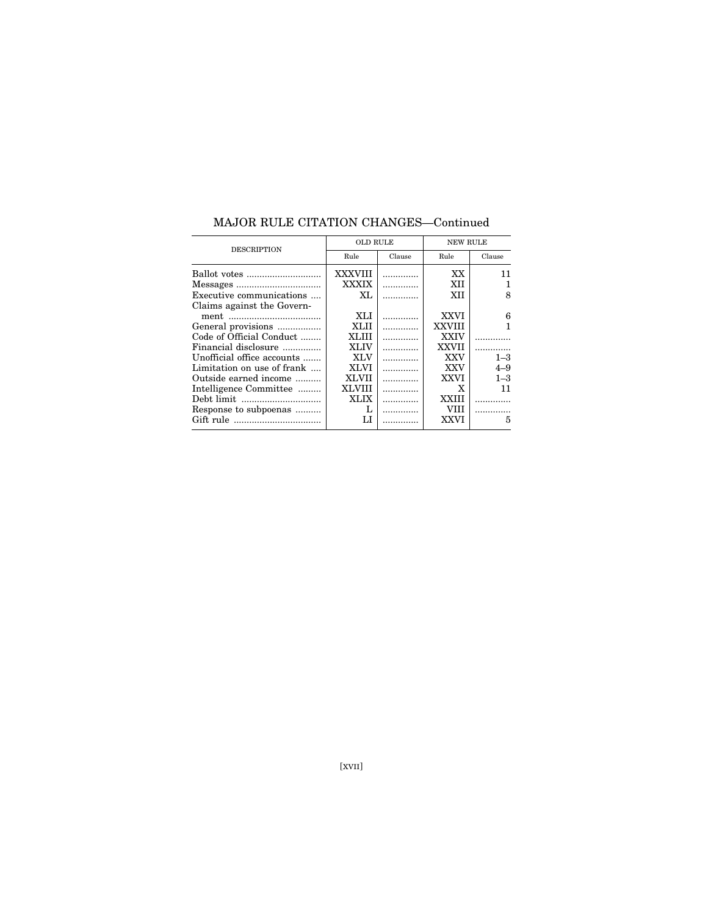## MAJOR RULE CITATION CHANGES—Continued

| DESCRIPTION | OLD RULE | | NEW RULE | |
|---|---|---|---|---|
| | Rule | Clause | Rule | Clause |
| Ballot votes | XXXVIII | | XX | 11 |
| Messages | XXXIX | | XII | 1 |
| Executive communications | XL | | XII | 8 |
| Claims against the Government | XLI | | XXVI | 6 |
| General provisions | XLII | | XXVIII | 1 |
| Code of Official Conduct | XLIII | | XXIV | |
| Financial disclosure | XLIV | | XXVII | |
| Unofficial office accounts | XLV | | XXV | 1–3 |
| Limitation on use of frank | XLVI | | XXV | 4–9 |
| Outside earned income | XLVII | | XXVI | 1–3 |
| Intelligence Committee | XLVIII | | X | 11 |
| Debt limit | XLIX | | XXIII | |
| Response to subpoenas | L | | VIII | |
| Gift rule | LI | | XXVI | 5 |